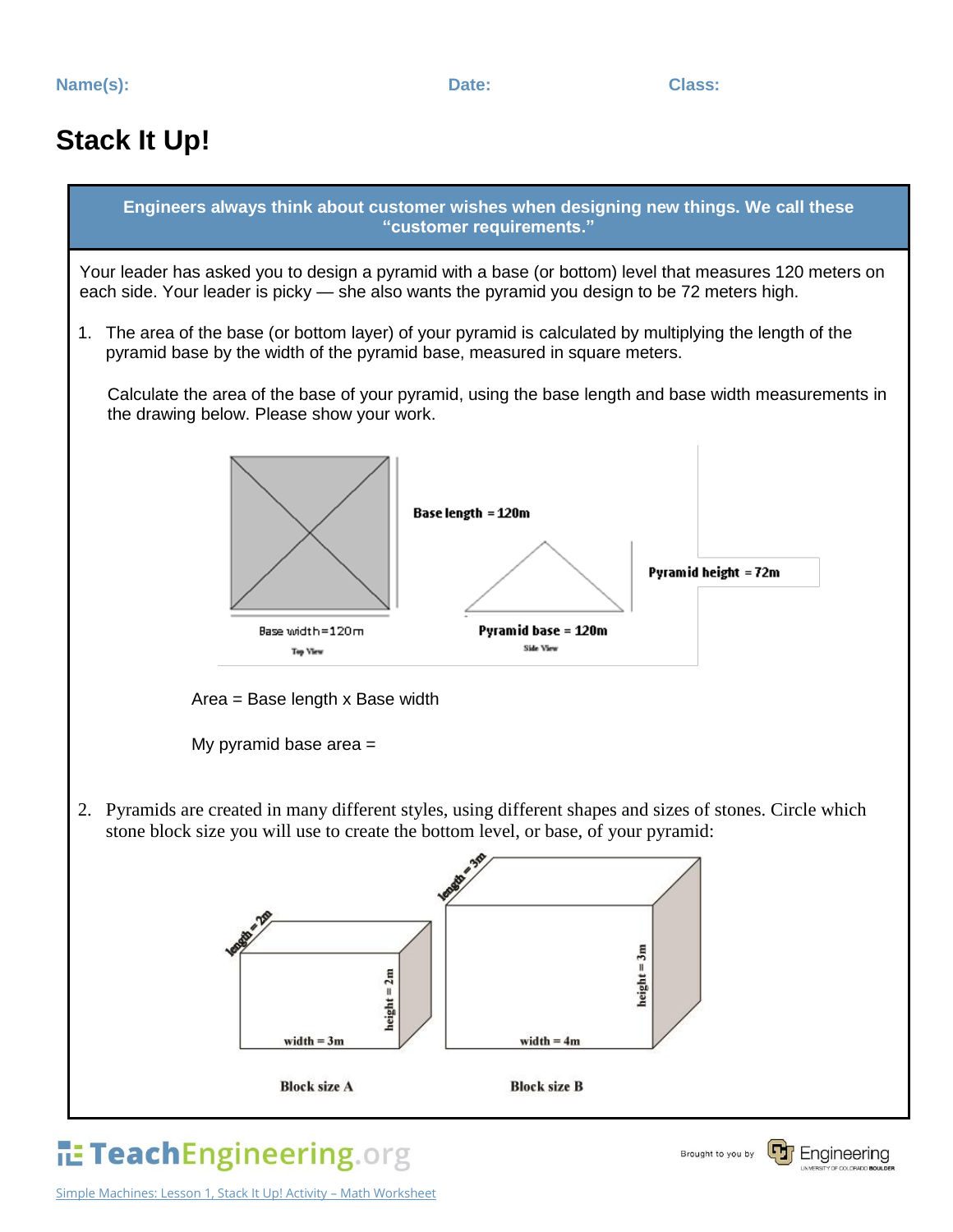Name(s): Date: Class:

# Stack It Up!

**Engineers always think about customer wishes when designing new things. We call these "customer requirements."**

Your leader has asked you to design a pyramid with a base (or bottom) level that measures 120 meters on each side. Your leader is picky — she also wants the pyramid you design to be 72 meters high.

1. The area of the base (or bottom layer) of your pyramid is calculated by multiplying the length of the pyramid base by the width of the pyramid base, measured in square meters.

   Calculate the area of the base of your pyramid, using the base length and base width measurements in the drawing below. Please show your work.

   Base length = 120m

   Base width=120m

   Top View

   Pyramid height = 72m

   Pyramid base = 120m

   Side View

   Area = Base length x Base width

   My pyramid base area =

2. Pyramids are created in many different styles, using different shapes and sizes of stones. Circle which stone block size you will use to create the bottom level, or base, of your pyramid:

   length = 2m, height = 2m, width = 3m

   Block size A

   length = 3m, height = 3m, width = 4m

   Block size B

Simple Machines: Lesson 1, Stack It Up! Activity – Math Worksheet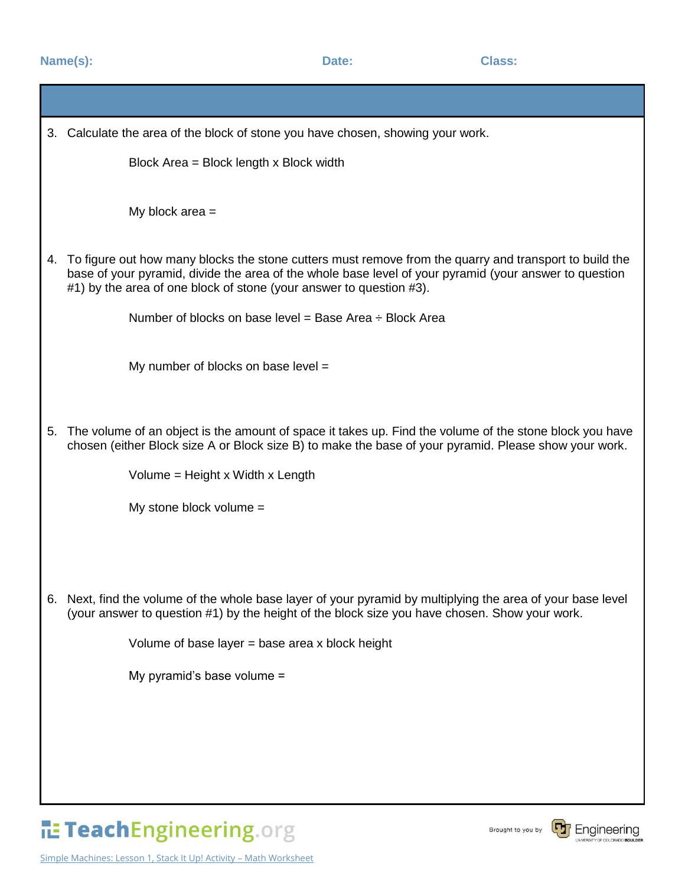Name(s): Date: Class:

3. Calculate the area of the block of stone you have chosen, showing your work.

   Block Area = Block length x Block width

   My block area =

4. To figure out how many blocks the stone cutters must remove from the quarry and transport to build the base of your pyramid, divide the area of the whole base level of your pyramid (your answer to question #1) by the area of one block of stone (your answer to question #3).

   Number of blocks on base level = Base Area ÷ Block Area

   My number of blocks on base level =

5. The volume of an object is the amount of space it takes up. Find the volume of the stone block you have chosen (either Block size A or Block size B) to make the base of your pyramid. Please show your work.

   Volume = Height x Width x Length

   My stone block volume =

6. Next, find the volume of the whole base layer of your pyramid by multiplying the area of your base level (your answer to question #1) by the height of the block size you have chosen. Show your work.

   Volume of base layer = base area x block height

   My pyramid's base volume =

Simple Machines: Lesson 1, Stack It Up! Activity – Math Worksheet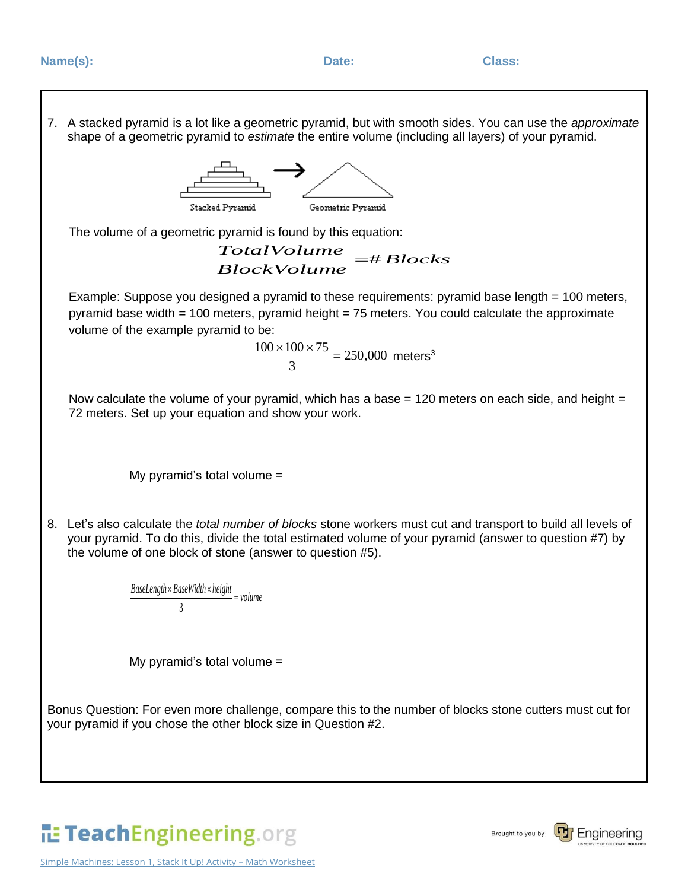**Name(s):** **Date:** **Class:**

7. A stacked pyramid is a lot like a geometric pyramid, but with smooth sides. You can use the *approximate* shape of a geometric pyramid to *estimate* the entire volume (including all layers) of your pyramid.

Stacked Pyramid → Geometric Pyramid

The volume of a geometric pyramid is found by this equation:

$$\frac{TotalVolume}{BlockVolume} = \#\ Blocks$$

Example: Suppose you designed a pyramid to these requirements: pyramid base length = 100 meters, pyramid base width = 100 meters, pyramid height = 75 meters. You could calculate the approximate volume of the example pyramid to be:

$$\frac{100 \times 100 \times 75}{3} = 250{,}000 \text{ meters}^3$$

Now calculate the volume of your pyramid, which has a base = 120 meters on each side, and height = 72 meters. Set up your equation and show your work.

My pyramid's total volume =

8. Let's also calculate the *total number of blocks* stone workers must cut and transport to build all levels of your pyramid. To do this, divide the total estimated volume of your pyramid (answer to question #7) by the volume of one block of stone (answer to question #5).

$$\frac{BaseLength \times BaseWidth \times height}{3} = volume$$

My pyramid's total volume =

Bonus Question: For even more challenge, compare this to the number of blocks stone cutters must cut for your pyramid if you chose the other block size in Question #2.